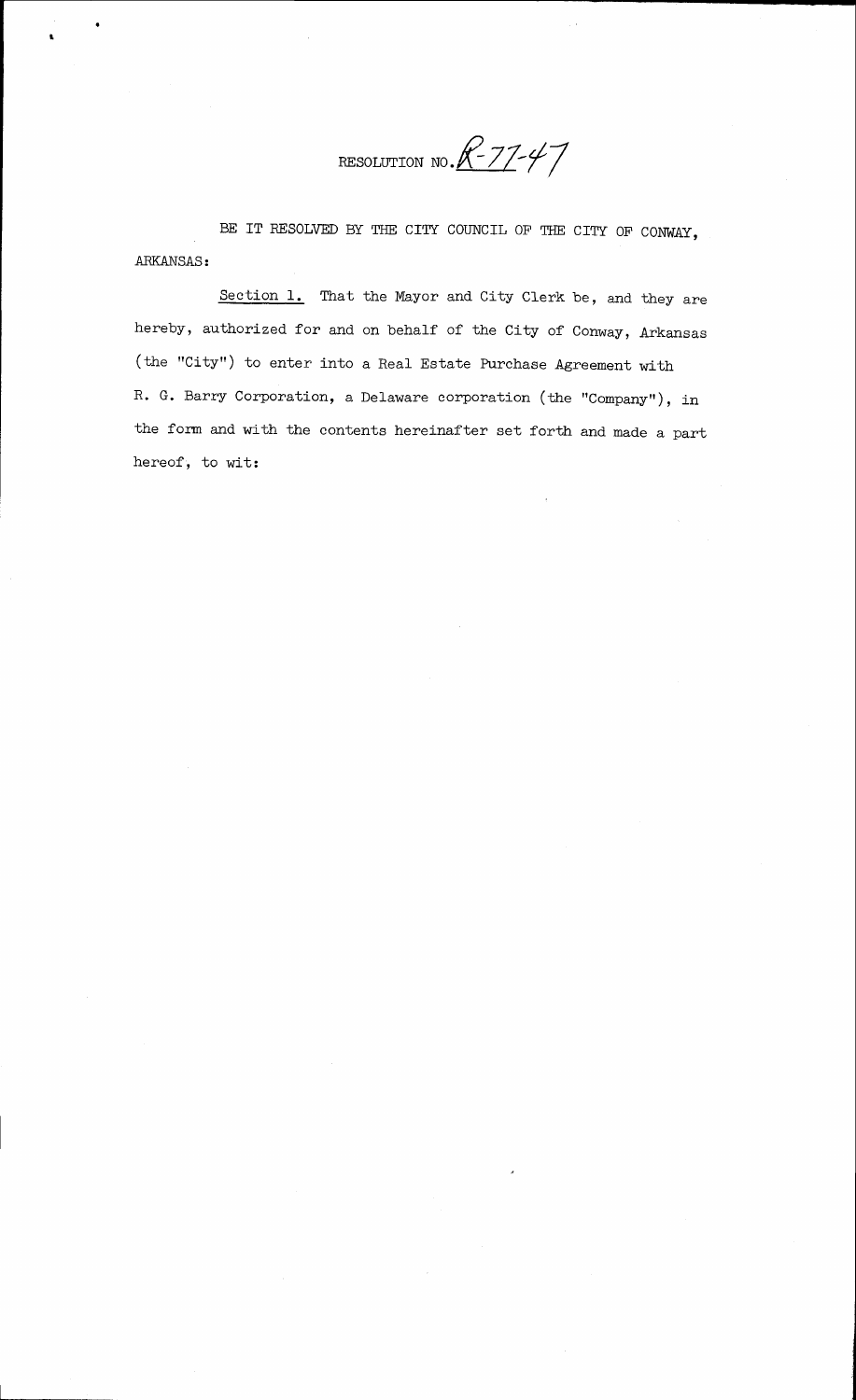# RESOLUTION NO. R-77-47

BE IT RESOLVED BY THE CITY COUNCIL OF THE CITY OF CONWAY, ARKANSAS:

Section 1. That the Mayor and City Clerk be, and they are hereby, authorized for and on behalf of the City of Conway, Arkansas (the "City") to enter into a Real Estate Purchase Agreement with R. G. Barry Corporation, a Delaware corporation (the "Company"), in the form and with the contents hereinafter set forth and made a part hereof, to wit: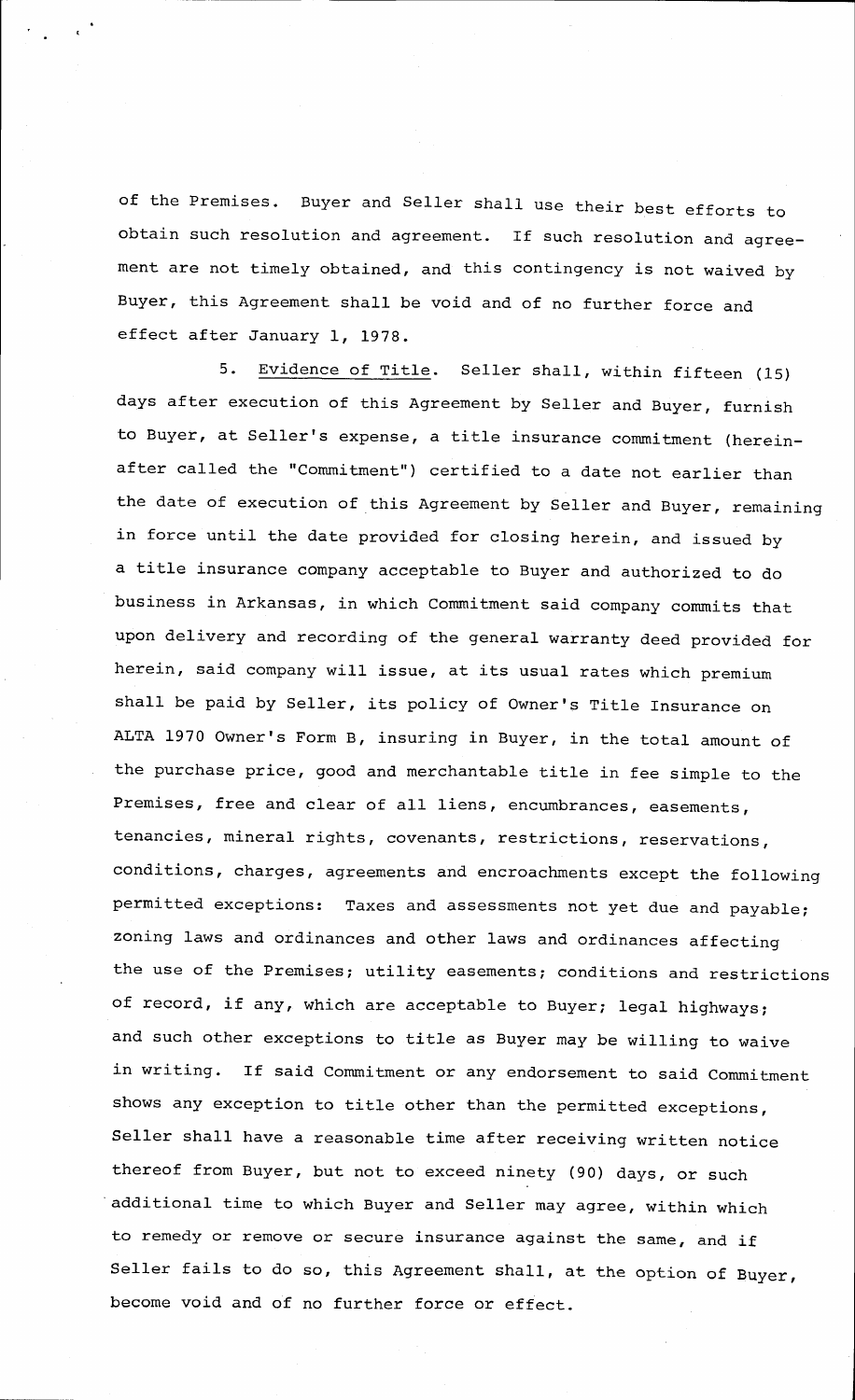of the Premises. Buyer and Seller shall use their best efforts to obtain such resolution and agreement. If such resolution and agreement are not timely obtained, and this contingency is not waived by Buyer, this Agreement shall be void and of no further force and effect after January 1, 1978.

5. Evidence of Title. Seller shall, within fifteen (15) days after execution of this Agreement by Seller and Buyer, furnish to Buyer, at Seller's expense, a title insurance commitment (hereinafter called the "Commitment") certified to a date not earlier than the date of execution of this Agreement by Seller and Buyer, remaining in force until the date provided for closing herein, and issued by a title insurance company acceptable to Buyer and authorized to do business in Arkansas, in which Commitment said company commits that upon delivery and recording of the general warranty deed provided for herein, said company will issue, at its usual rates which premium shall be paid by Seller, its policy of Owner's Title Insurance on ALTA 1970 Owner's Form B, insuring in Buyer, in the total amount of the purchase price, good and merchantable title in fee simple to the Premises, free and clear of all liens, encumbrances, easements, tenancies, mineral rights, covenants, restrictions, reservations, conditions, charges, agreements and encroachments except the following permitted exceptions: Taxes and assessments not yet due and payable; zoning laws and ordinances and other laws and ordinances affecting the use of the Premises; utility easements; conditions and restrictions of record, if any, which are acceptable to Buyer; legal highways; and such other exceptions to title as Buyer may be willing to waive in writing. If said Commitment or any endorsement to said Commitment shows any exception to title other than the permitted exceptions, Seller shall have a reasonable time after receiving written notice thereof from Buyer, but not to exceed ninety (90) days, or such additional time to which Buyer and Seller may agree, within which to remedy or remove or secure insurance against the same, and if Seller fails to do so, this Agreement shall, at the option of Buyer, become void and of no further force or effect.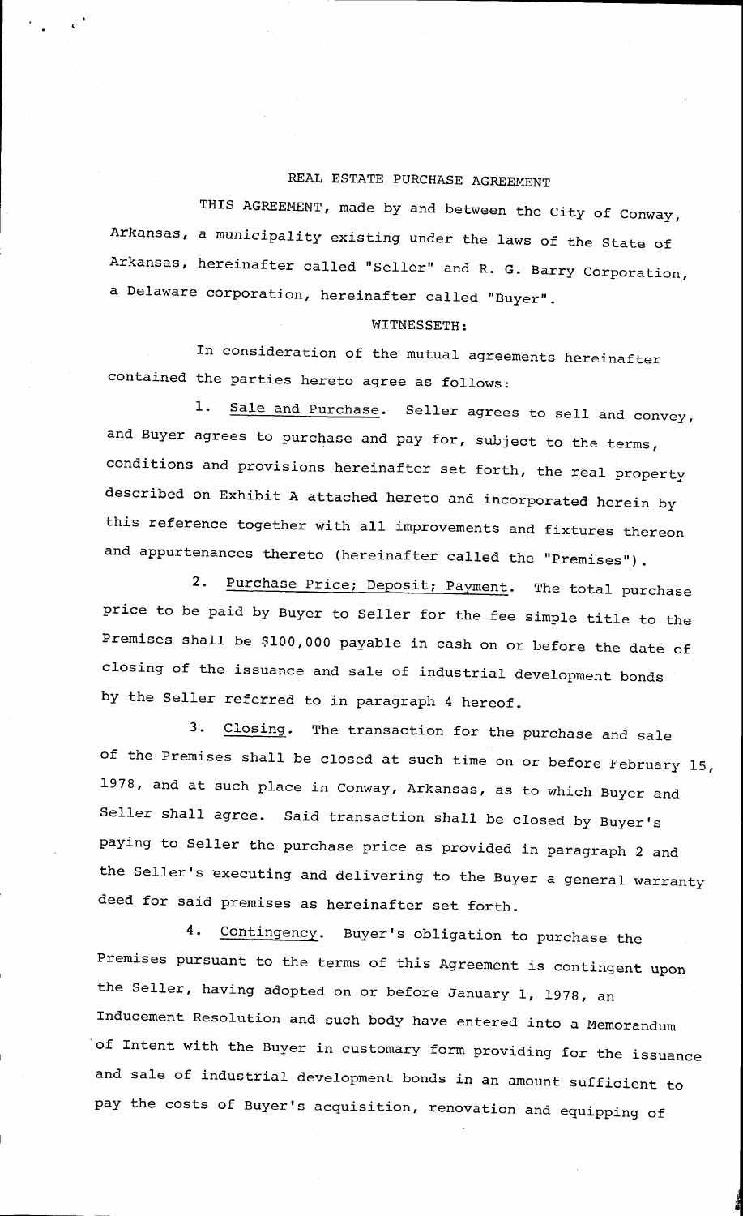# REAL ESTATE PURCHASE AGREEMENT

THIS AGREEMENT, made by and between the City of Conway, Arkansas, a municipality existing under the laws of the State of Arkansas, hereinafter called "Seller" and R. G. Barry Corporation, a Delaware corporation, hereinafter called "Buyer".

WITNESSETH:

In consideration of the mutual agreements hereinafter contained the parties hereto agree as follows:

1. Sale and Purchase. Seller agrees to sell and convey, and Buyer agrees to purchase and pay for, subject to the terms, conditions and provisions hereinafter set forth, the real property described on Exhibit A attached hereto and incorporated herein by this reference together with all improvements and fixtures thereon and appurtenances thereto (hereinafter called the "Premises").

2. Purchase Price; Deposit; Payment. The total purchase price to be paid by Buyer to Seller for the fee simple title to the Premises shall be $100,000 payable in cash on or before the date of closing of the issuance and sale of industrial development bonds by the Seller referred to in paragraph 4 hereof.

3. Closing. The transaction for the purchase and sale of the Premises shall be closed at such time on or before February 15, 1978, and at such place in Conway, Arkansas, as to which Buyer and Seller shall agree. Said transaction shall be closed by Buyer's paying to Seller the purchase price as provided in paragraph 2 and the Seller's executing and delivering to the Buyer a general warranty deed for said premises as hereinafter set forth.

4. Contingency. Buyer's obligation to purchase the Premises pursuant to the terms of this Agreement is contingent upon the Seller, having adopted on or before January 1, 1978, an Inducement Resolution and such body have entered into a Memorandum of Intent with the Buyer in customary form providing for the issuance and sale of industrial development bonds in an amount sufficient to pay the costs of Buyer's acquisition, renovation and equipping of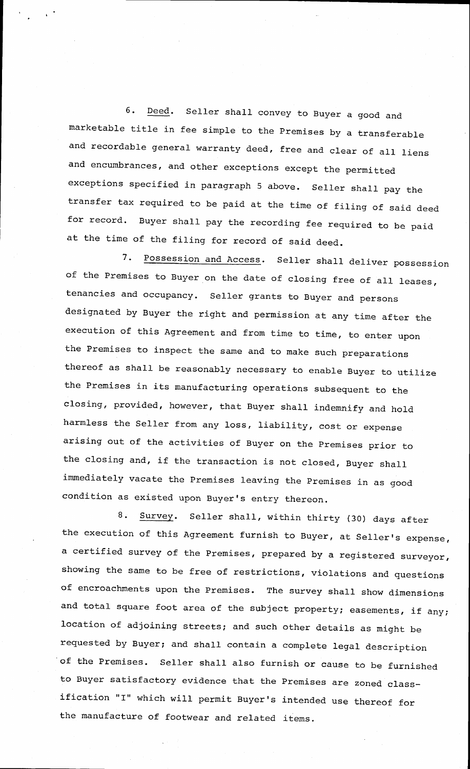6. Deed. Seller shall convey to Buyer a good and marketable title in fee simple to the Premises by a transferable and recordable general warranty deed, free and clear of all liens and encumbrances, and other exceptions except the permitted exceptions specified in paragraph 5 above. Seller shall pay the transfer tax required to be paid at the time of filing of said deed for record. Buyer shall pay the recording fee required to be paid at the time of the filing for record of said deed.

7. Possession and Access. Seller shall deliver possession of the Premises to Buyer on the date of closing free of all leases, tenancies and occupancy. Seller grants to Buyer and persons designated by Buyer the right and permission at any time after the execution of this Agreement and from time to time, to enter upon the Premises to inspect the same and to make such preparations thereof as shall be reasonably necessary to enable Buyer to utilize the Premises in its manufacturing operations subsequent to the closing, provided, however, that Buyer shall indemnify and hold harmless the Seller from any loss, liability, cost or expense arising out of the activities of Buyer on the Premises prior to the closing and, if the transaction is not closed, Buyer shall immediately vacate the Premises leaving the Premises in as good condition as existed upon Buyer's entry thereon.

8. Survey. Seller shall, within thirty (30) days after the execution of this Agreement furnish to Buyer, at Seller's expense, a certified survey of the Premises, prepared by a registered surveyor, showing the same to be free of restrictions, violations and questions of encroachments upon the Premises. The survey shall show dimensions and total square foot area of the subject property; easements, if any; location of adjoining streets; and such other details as might be requested by Buyer; and shall contain a complete legal description of the Premises. Seller shall also furnish or cause to be furnished to Buyer satisfactory evidence that the Premises are zoned classification "I" which will permit Buyer's intended use thereof for the manufacture of footwear and related items.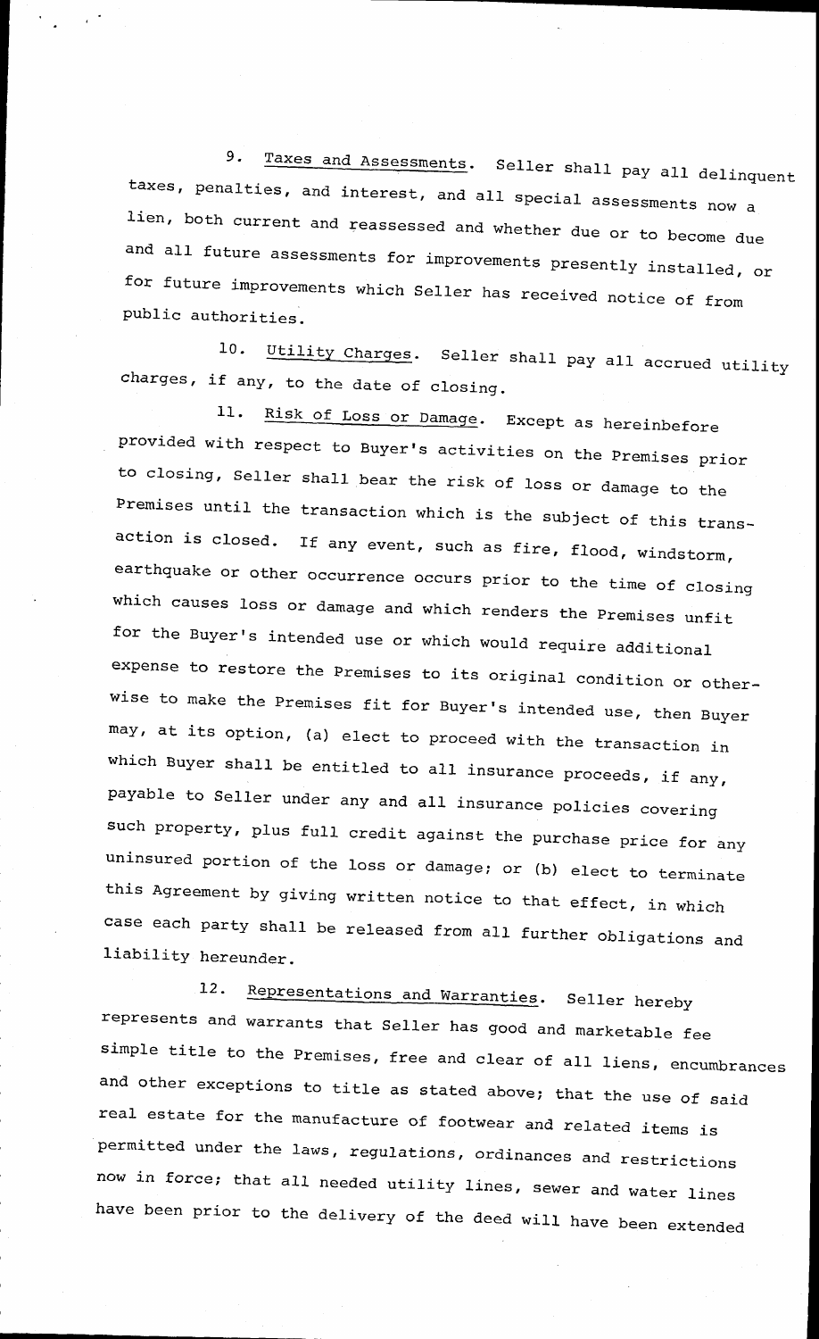9. Taxes and Assessments. Seller shall pay all delinquent taxes, penalties, and interest, and all special assessments now a lien, both current and reassessed and whether due or to become due and all future assessments for improvements presently installed, or for future improvements which Seller has received notice of from public authorities.

10. Utility Charges. Seller shall pay all accrued utility charges, if any, to the date of closing.

11. Risk of Loss or Damage. Except as hereinbefore provided with respect to Buyer's activities on the Premises prior to closing, Seller shall bear the risk of loss or damage to the Premises until the transaction which is the subject of this transaction is closed. If any event, such as fire, flood, windstorm, earthquake or other occurrence occurs prior to the time of closing which causes loss or damage and which renders the Premises unfit for the Buyer's intended use or which would require additional expense to restore the Premises to its original condition or otherwise to make the Premises fit for Buyer's intended use, then Buyer may, at its option, (a) elect to proceed with the transaction in which Buyer shall be entitled to all insurance proceeds, if any, payable to Seller under any and all insurance policies covering such property, plus full credit against the purchase price for any uninsured portion of the loss or damage; or (b) elect to terminate this Agreement by giving written notice to that effect, in which case each party shall be released from all further obligations and liability hereunder.

12. Representations and Warranties. Seller hereby represents and warrants that Seller has good and marketable fee simple title to the Premises, free and clear of all liens, encumbrances and other exceptions to title as stated above; that the use of said real estate for the manufacture of footwear and related items is permitted under the laws, regulations, ordinances and restrictions now in force; that all needed utility lines, sewer and water lines have been prior to the delivery of the deed will have been extended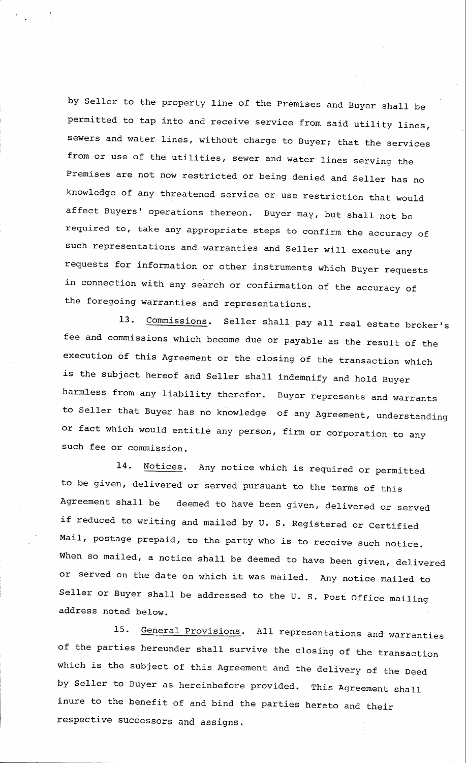by Seller to the property line of the Premises and Buyer shall be permitted to tap into and receive service from said utility lines, sewers and water lines, without charge to Buyer; that the services from or use of the utilities, sewer and water lines serving the Premises are not now restricted or being denied and Seller has no knowledge of any threatened service or use restriction that would affect Buyers' operations thereon. Buyer may, but shall not be required to, take any appropriate steps to confirm the accuracy of such representations and warranties and Seller will execute any requests for information or other instruments which Buyer requests in connection with any search or confirmation of the accuracy of the foregoing warranties and representations.

13. Commissions. Seller shall pay all real estate broker's fee and commissions which become due or payable as the result of the execution of this Agreement or the closing of the transaction which is the subject hereof and Seller shall indemnify and hold Buyer harmless from any liability therefor. Buyer represents and warrants to Seller that Buyer has no knowledge of any Agreement, understanding or fact which would entitle any person, firm or corporation to any such fee or commission.

14. Notices. Any notice which is required or permitted to be given, delivered or served pursuant to the terms of this Agreement shall be deemed to have been given, delivered or served if reduced to writing and mailed by U. S. Registered or Certified Mail, postage prepaid, to the party who is to receive such notice. When so mailed, a notice shall be deemed to have been given, delivered or served on the date on which it was mailed. Any notice mailed to Seller or Buyer shall be addressed to the U. S. Post Office mailing address noted below.

15. General Provisions. All representations and warranties of the parties hereunder shall survive the closing of the transaction which is the subject of this Agreement and the delivery of the Deed by Seller to Buyer as hereinbefore provided. This Agreement shall inure to the benefit of and bind the parties hereto and their respective successors and assigns.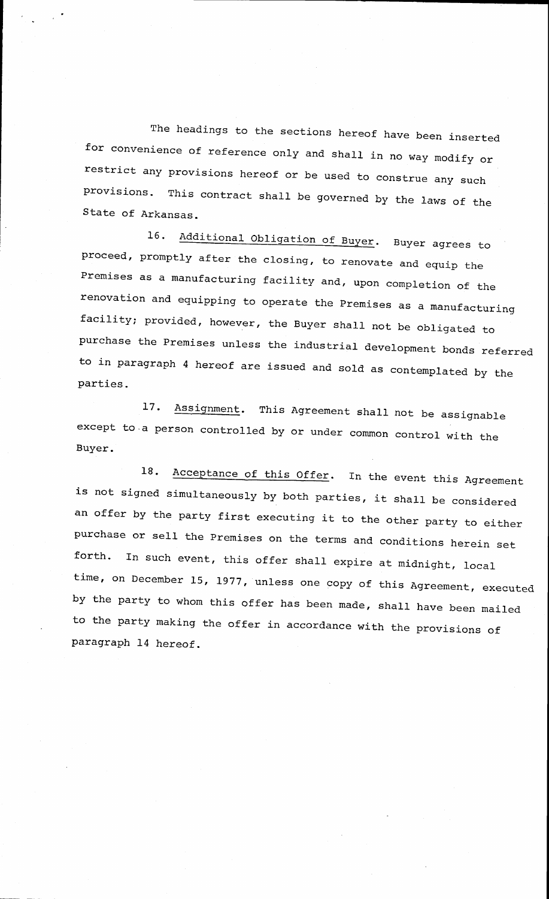The headings to the sections hereof have been inserted for convenience of reference only and shall in no way modify or restrict any provisions hereof or be used to construe any such provisions. This contract shall be governed by the laws of the State of Arkansas.

16. Additional Obligation of Buyer. Buyer agrees to proceed, promptly after the closing, to renovate and equip the Premises as a manufacturing facility and, upon completion of the renovation and equipping to operate the Premises as a manufacturing facility; provided, however, the Buyer shall not be obligated to purchase the Premises unless the industrial development bonds referred to in paragraph 4 hereof are issued and sold as contemplated by the parties.

17. Assignment. This Agreement shall not be assignable except to a person controlled by or under common control with the Buyer.

18. Acceptance of this Offer. In the event this Agreement is not signed simultaneously by both parties, it shall be considered an offer by the party first executing it to the other party to either purchase or sell the Premises on the terms and conditions herein set forth. In such event, this offer shall expire at midnight, local time, on December 15, 1977, unless one copy of this Agreement, executed by the party to whom this offer has been made, shall have been mailed to the party making the offer in accordance with the provisions of paragraph 14 hereof.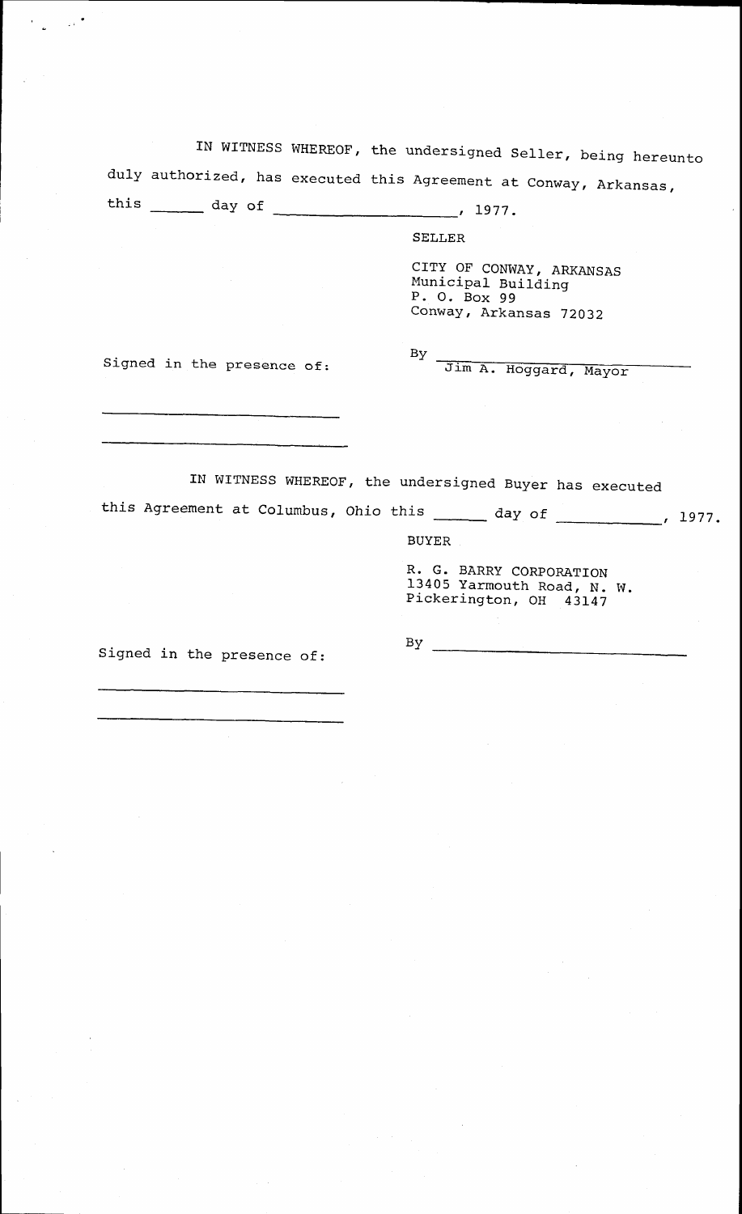IN WITNESS WHEREOF, the undersigned Seller, being hereunto duly authorized, has executed this Agreement at Conway, Arkansas, this ______ day of ____________________, 1977.

SELLER

CITY OF CONWAY, ARKANSAS
Municipal Building
P. O. Box 99
Conway, Arkansas 72032

Signed in the presence of:

By ____________________________
Jim A. Hoggard, Mayor

____________________________

____________________________

IN WITNESS WHEREOF, the undersigned Buyer has executed this Agreement at Columbus, Ohio this ______ day of ____________, 1977.

BUYER

R. G. BARRY CORPORATION
13405 Yarmouth Road, N. W.
Pickerington, OH 43147

Signed in the presence of:

By ____________________________

____________________________

____________________________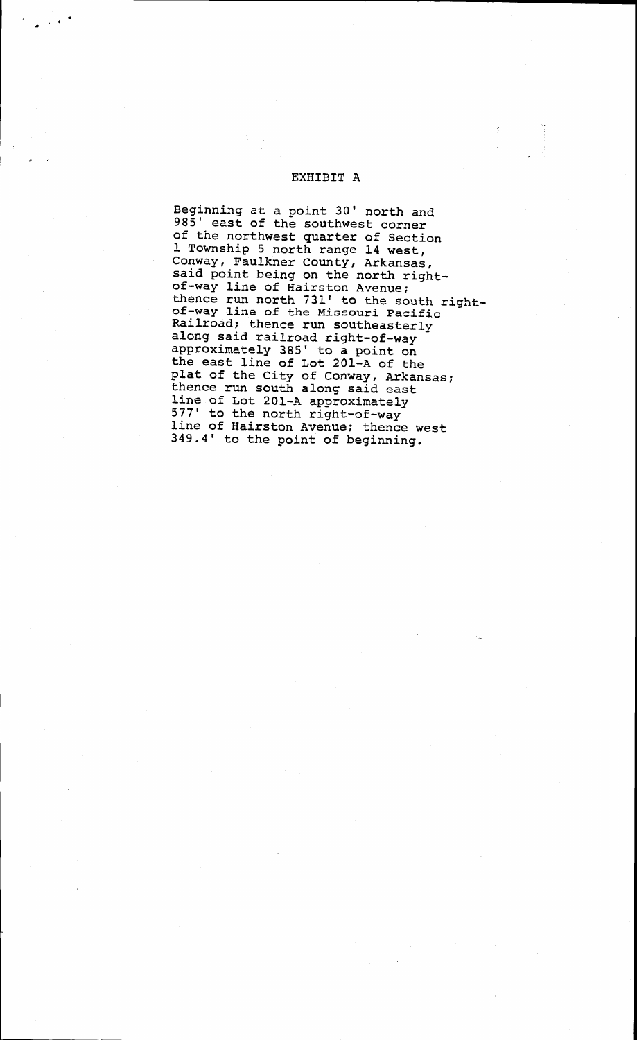# EXHIBIT A

Beginning at a point 30' north and 985' east of the southwest corner of the northwest quarter of Section 1 Township 5 north range 14 west, Conway, Faulkner County, Arkansas, said point being on the north right-of-way line of Hairston Avenue; thence run north 731' to the south right-of-way line of the Missouri Pacific Railroad; thence run southeasterly along said railroad right-of-way approximately 385' to a point on the east line of Lot 201-A of the plat of the City of Conway, Arkansas; thence run south along said east line of Lot 201-A approximately 577' to the north right-of-way line of Hairston Avenue; thence west 349.4' to the point of beginning.